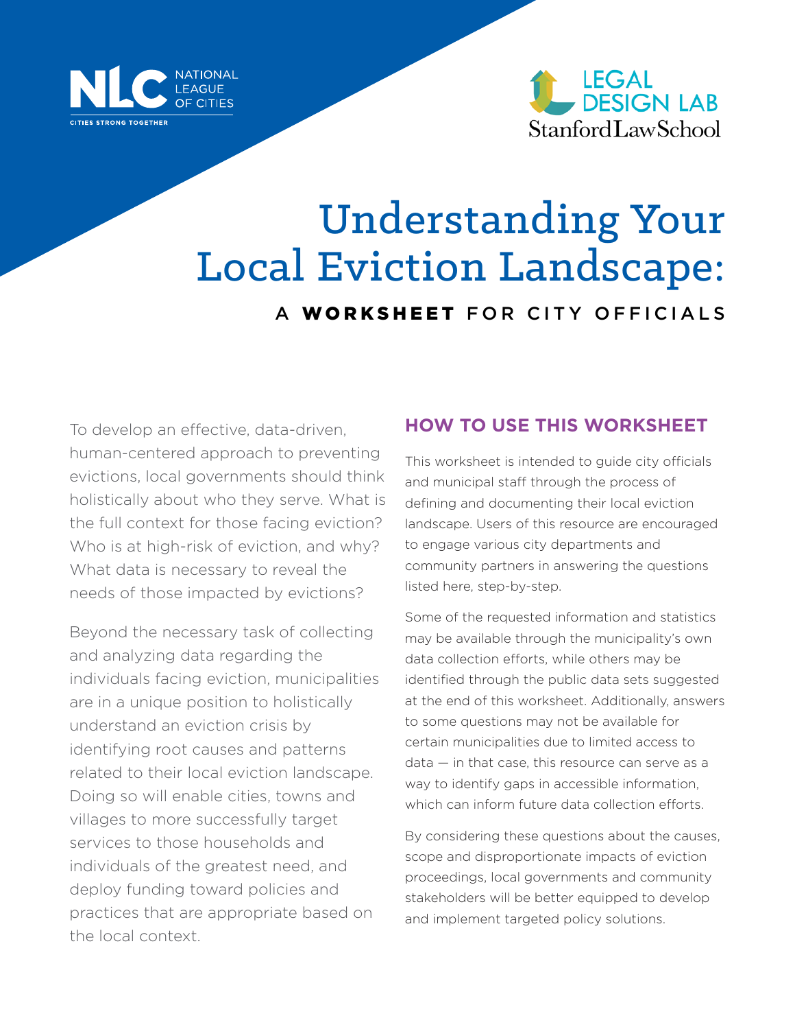NATIONAL LEAGUE OF CITIES

CITIES STRONG TOGETHER

LEGAL DESIGN LAB

Stanford Law School

# Understanding Your Local Eviction Landscape:

## A WORKSHEET FOR CITY OFFICIALS

To develop an effective, data-driven, human-centered approach to preventing evictions, local governments should think holistically about who they serve. What is the full context for those facing eviction? Who is at high-risk of eviction, and why? What data is necessary to reveal the needs of those impacted by evictions?

Beyond the necessary task of collecting and analyzing data regarding the individuals facing eviction, municipalities are in a unique position to holistically understand an eviction crisis by identifying root causes and patterns related to their local eviction landscape. Doing so will enable cities, towns and villages to more successfully target services to those households and individuals of the greatest need, and deploy funding toward policies and practices that are appropriate based on the local context.

### HOW TO USE THIS WORKSHEET

This worksheet is intended to guide city officials and municipal staff through the process of defining and documenting their local eviction landscape. Users of this resource are encouraged to engage various city departments and community partners in answering the questions listed here, step-by-step.

Some of the requested information and statistics may be available through the municipality's own data collection efforts, while others may be identified through the public data sets suggested at the end of this worksheet. Additionally, answers to some questions may not be available for certain municipalities due to limited access to data — in that case, this resource can serve as a way to identify gaps in accessible information, which can inform future data collection efforts.

By considering these questions about the causes, scope and disproportionate impacts of eviction proceedings, local governments and community stakeholders will be better equipped to develop and implement targeted policy solutions.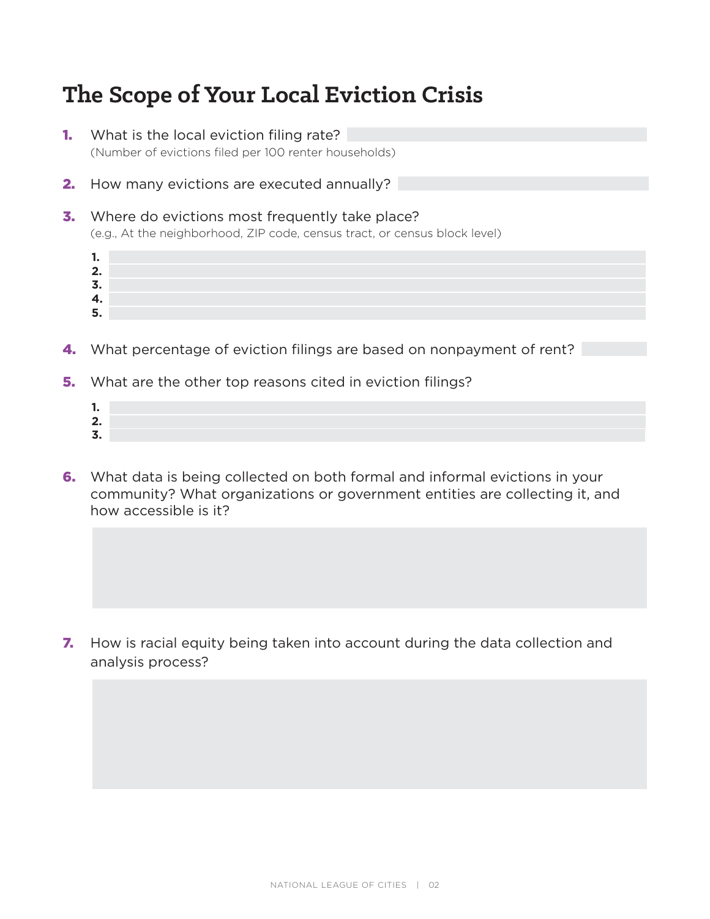# The Scope of Your Local Eviction Crisis

1. What is the local eviction filing rate?
   (Number of evictions filed per 100 renter households)

2. How many evictions are executed annually?

3. Where do evictions most frequently take place?
   (e.g., At the neighborhood, ZIP code, census tract, or census block level)

   1.
   2.
   3.
   4.
   5.

4. What percentage of eviction filings are based on nonpayment of rent?

5. What are the other top reasons cited in eviction filings?

   1.
   2.
   3.

6. What data is being collected on both formal and informal evictions in your community? What organizations or government entities are collecting it, and how accessible is it?

7. How is racial equity being taken into account during the data collection and analysis process?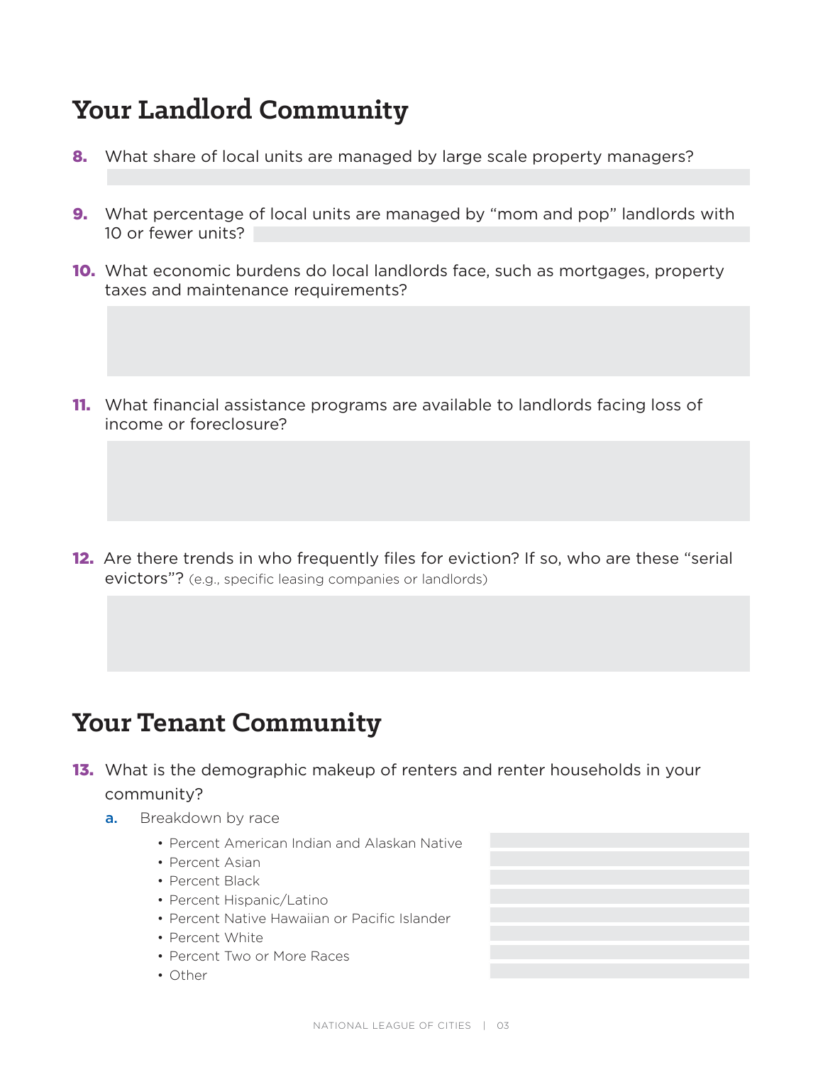## Your Landlord Community

8. What share of local units are managed by large scale property managers?

9. What percentage of local units are managed by "mom and pop" landlords with 10 or fewer units?

10. What economic burdens do local landlords face, such as mortgages, property taxes and maintenance requirements?

11. What financial assistance programs are available to landlords facing loss of income or foreclosure?

12. Are there trends in who frequently files for eviction? If so, who are these "serial evictors"? (e.g., specific leasing companies or landlords)

## Your Tenant Community

13. What is the demographic makeup of renters and renter households in your community?

    a. Breakdown by race

    - Percent American Indian and Alaskan Native
    - Percent Asian
    - Percent Black
    - Percent Hispanic/Latino
    - Percent Native Hawaiian or Pacific Islander
    - Percent White
    - Percent Two or More Races
    - Other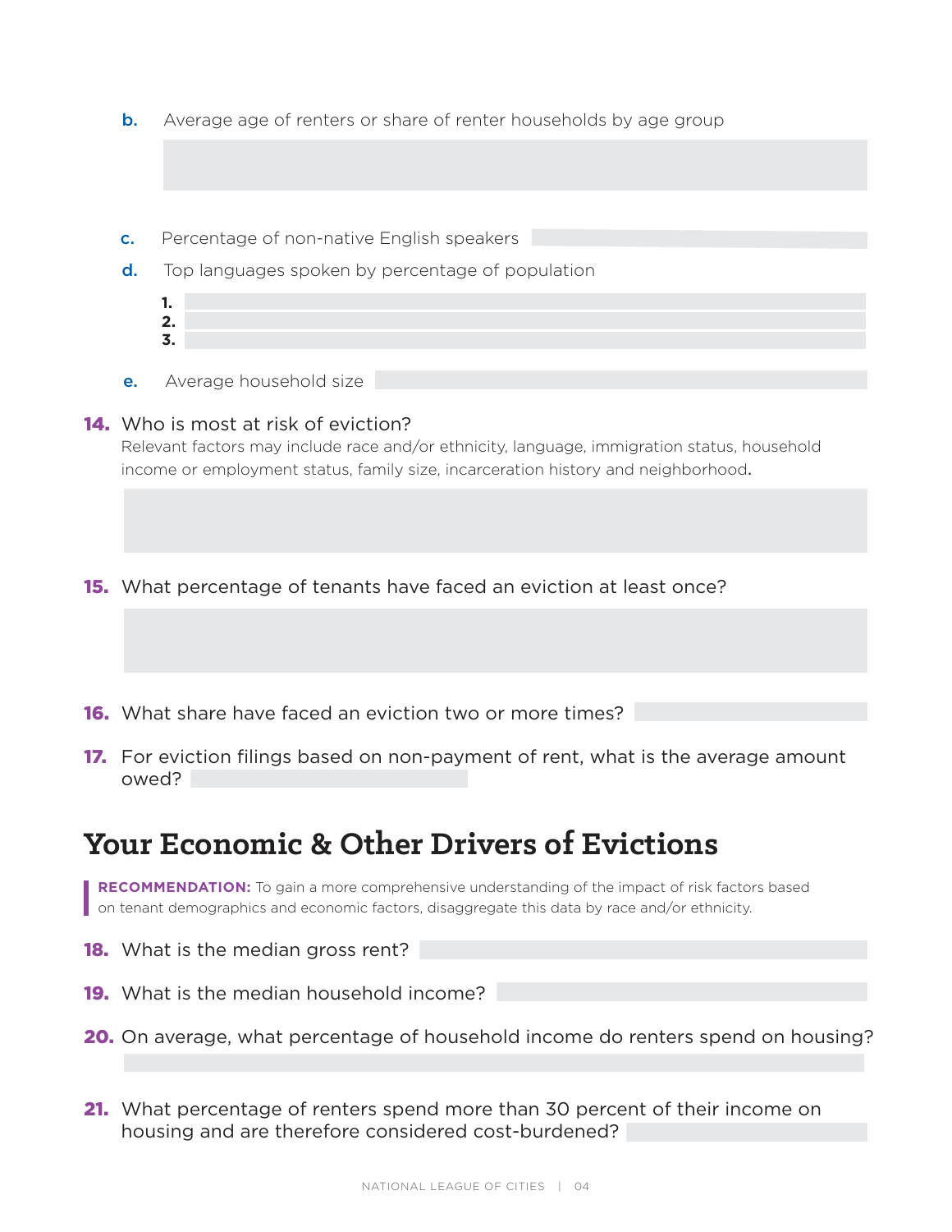b. Average age of renters or share of renter households by age group

c. Percentage of non-native English speakers

d. Top languages spoken by percentage of population

1.
2.
3.

e. Average household size

**14.** Who is most at risk of eviction?

Relevant factors may include race and/or ethnicity, language, immigration status, household income or employment status, family size, incarceration history and neighborhood.

**15.** What percentage of tenants have faced an eviction at least once?

**16.** What share have faced an eviction two or more times?

**17.** For eviction filings based on non-payment of rent, what is the average amount owed?

## Your Economic & Other Drivers of Evictions

**RECOMMENDATION:** To gain a more comprehensive understanding of the impact of risk factors based on tenant demographics and economic factors, disaggregate this data by race and/or ethnicity.

**18.** What is the median gross rent?

**19.** What is the median household income?

**20.** On average, what percentage of household income do renters spend on housing?

**21.** What percentage of renters spend more than 30 percent of their income on housing and are therefore considered cost-burdened?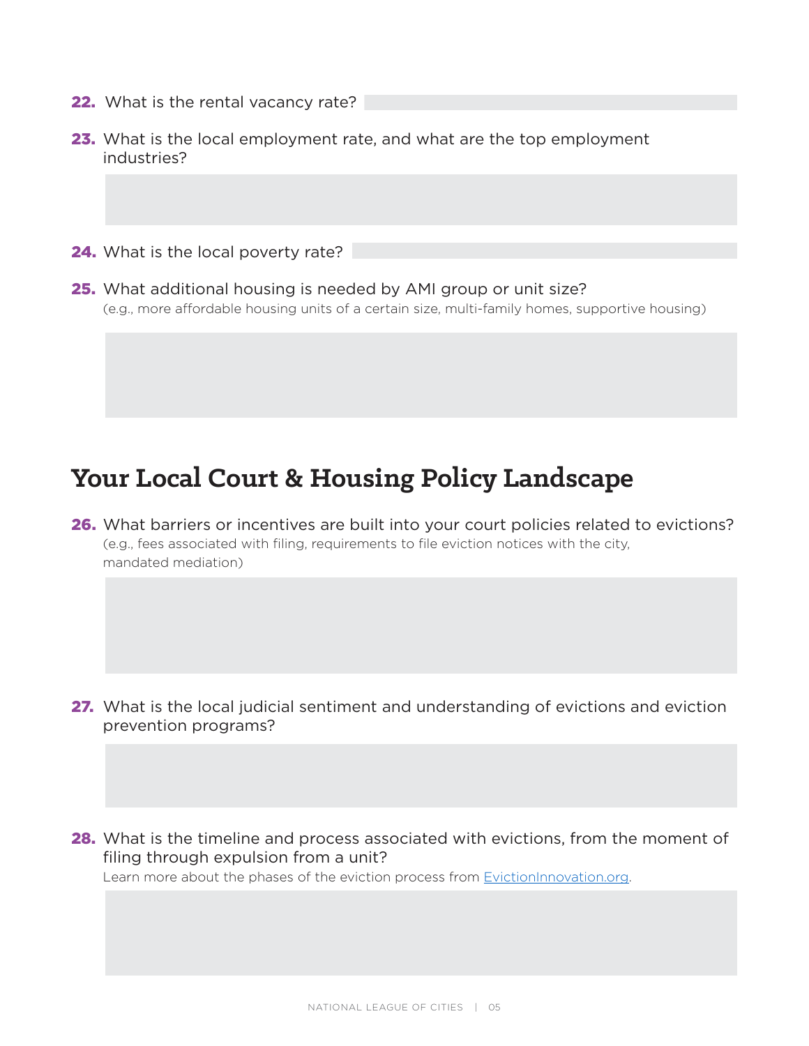**22.** What is the rental vacancy rate?

**23.** What is the local employment rate, and what are the top employment industries?

**24.** What is the local poverty rate?

**25.** What additional housing is needed by AMI group or unit size?
(e.g., more affordable housing units of a certain size, multi-family homes, supportive housing)

## Your Local Court & Housing Policy Landscape

**26.** What barriers or incentives are built into your court policies related to evictions?
(e.g., fees associated with filing, requirements to file eviction notices with the city, mandated mediation)

**27.** What is the local judicial sentiment and understanding of evictions and eviction prevention programs?

**28.** What is the timeline and process associated with evictions, from the moment of filing through expulsion from a unit?
Learn more about the phases of the eviction process from [EvictionInnovation.org](EvictionInnovation.org).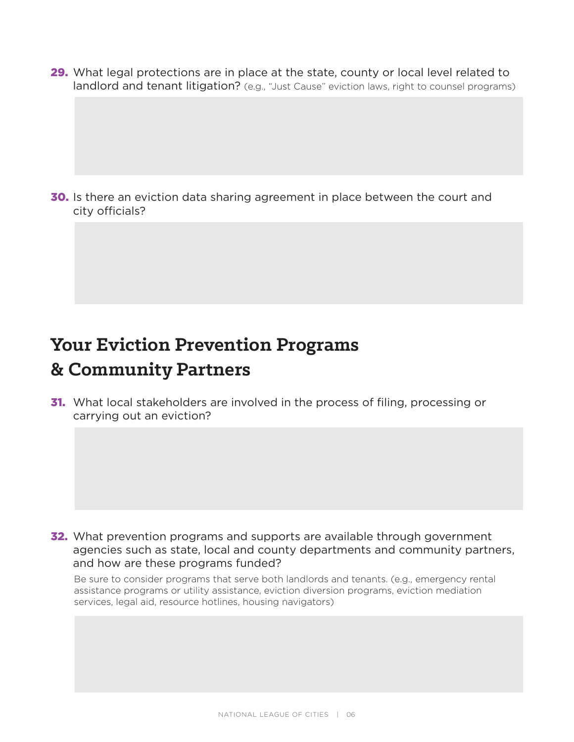**29.** What legal protections are in place at the state, county or local level related to landlord and tenant litigation? (e.g., "Just Cause" eviction laws, right to counsel programs)

**30.** Is there an eviction data sharing agreement in place between the court and city officials?

## Your Eviction Prevention Programs & Community Partners

**31.** What local stakeholders are involved in the process of filing, processing or carrying out an eviction?

**32.** What prevention programs and supports are available through government agencies such as state, local and county departments and community partners, and how are these programs funded?

Be sure to consider programs that serve both landlords and tenants. (e.g., emergency rental assistance programs or utility assistance, eviction diversion programs, eviction mediation services, legal aid, resource hotlines, housing navigators)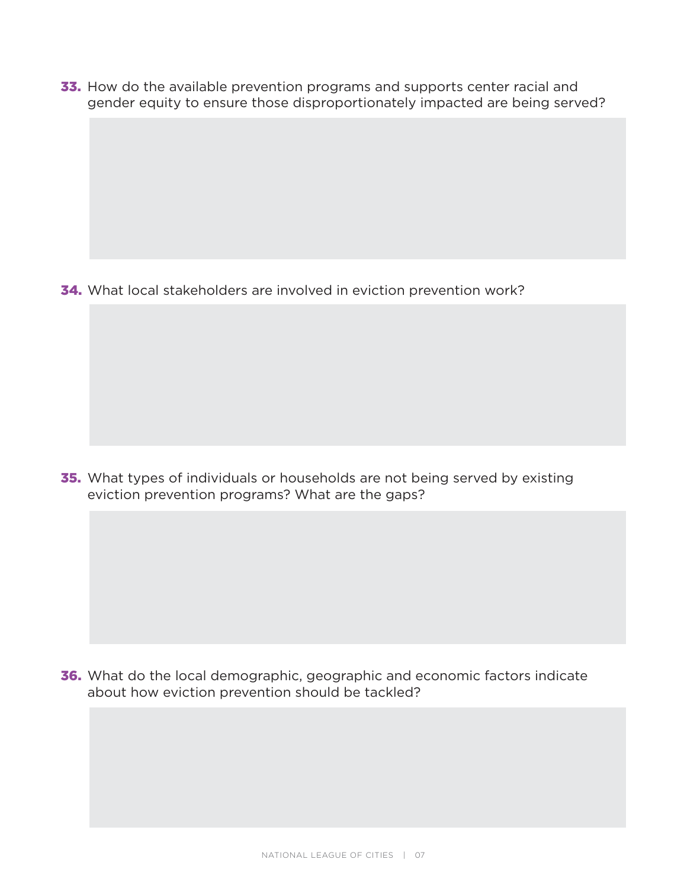**33.** How do the available prevention programs and supports center racial and gender equity to ensure those disproportionately impacted are being served?

**34.** What local stakeholders are involved in eviction prevention work?

**35.** What types of individuals or households are not being served by existing eviction prevention programs? What are the gaps?

**36.** What do the local demographic, geographic and economic factors indicate about how eviction prevention should be tackled?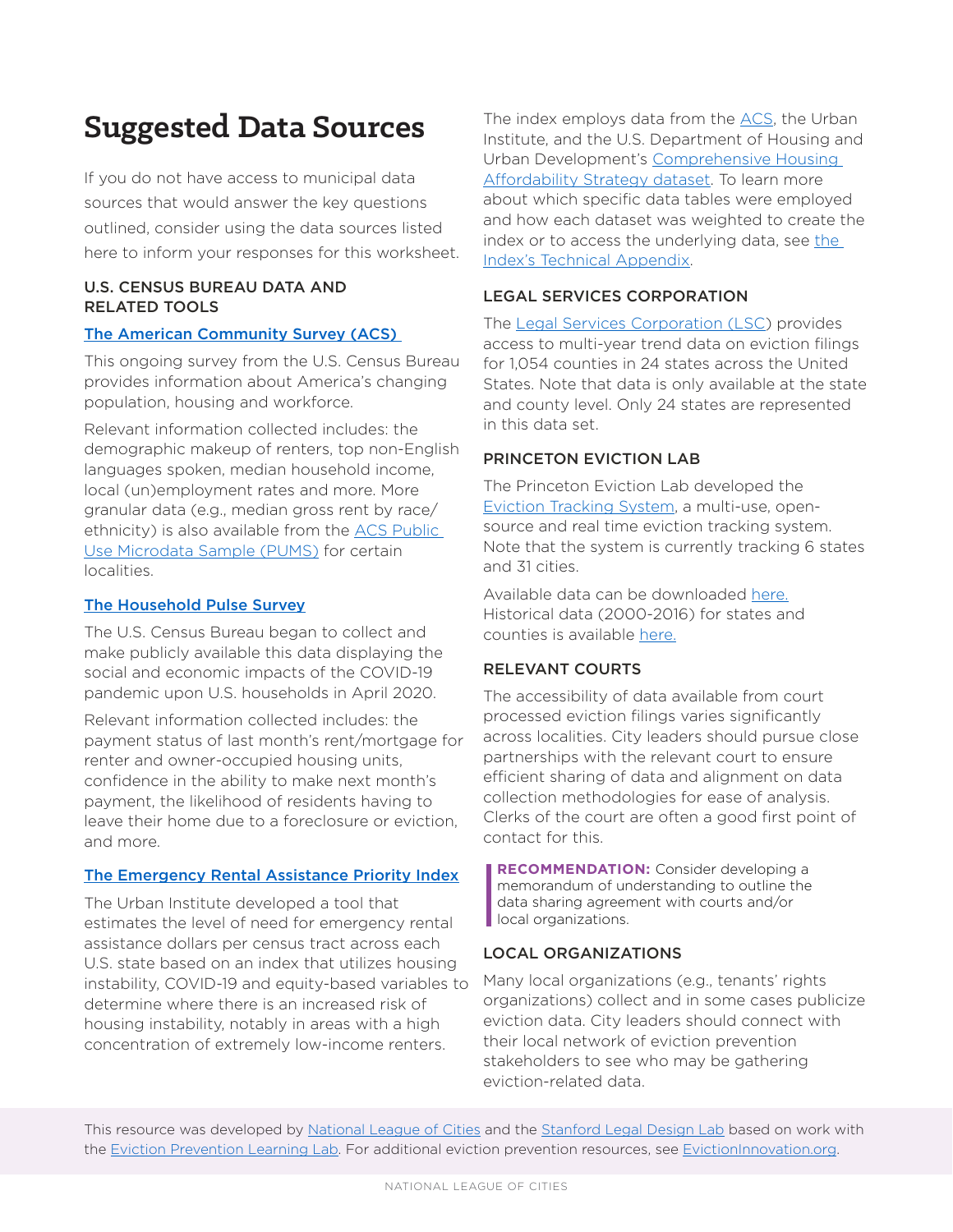# Suggested Data Sources

If you do not have access to municipal data sources that would answer the key questions outlined, consider using the data sources listed here to inform your responses for this worksheet.

### U.S. CENSUS BUREAU DATA AND RELATED TOOLS

**The American Community Survey (ACS)**

This ongoing survey from the U.S. Census Bureau provides information about America's changing population, housing and workforce.

Relevant information collected includes: the demographic makeup of renters, top non-English languages spoken, median household income, local (un)employment rates and more. More granular data (e.g., median gross rent by race/ethnicity) is also available from the ACS Public Use Microdata Sample (PUMS) for certain localities.

**The Household Pulse Survey**

The U.S. Census Bureau began to collect and make publicly available this data displaying the social and economic impacts of the COVID-19 pandemic upon U.S. households in April 2020.

Relevant information collected includes: the payment status of last month's rent/mortgage for renter and owner-occupied housing units, confidence in the ability to make next month's payment, the likelihood of residents having to leave their home due to a foreclosure or eviction, and more.

**The Emergency Rental Assistance Priority Index**

The Urban Institute developed a tool that estimates the level of need for emergency rental assistance dollars per census tract across each U.S. state based on an index that utilizes housing instability, COVID-19 and equity-based variables to determine where there is an increased risk of housing instability, notably in areas with a high concentration of extremely low-income renters.

The index employs data from the ACS, the Urban Institute, and the U.S. Department of Housing and Urban Development's Comprehensive Housing Affordability Strategy dataset. To learn more about which specific data tables were employed and how each dataset was weighted to create the index or to access the underlying data, see the Index's Technical Appendix.

### LEGAL SERVICES CORPORATION

The Legal Services Corporation (LSC) provides access to multi-year trend data on eviction filings for 1,054 counties in 24 states across the United States. Note that data is only available at the state and county level. Only 24 states are represented in this data set.

### PRINCETON EVICTION LAB

The Princeton Eviction Lab developed the Eviction Tracking System, a multi-use, open-source and real time eviction tracking system. Note that the system is currently tracking 6 states and 31 cities.

Available data can be downloaded here. Historical data (2000-2016) for states and counties is available here.

### RELEVANT COURTS

The accessibility of data available from court processed eviction filings varies significantly across localities. City leaders should pursue close partnerships with the relevant court to ensure efficient sharing of data and alignment on data collection methodologies for ease of analysis. Clerks of the court are often a good first point of contact for this.

> **RECOMMENDATION:** Consider developing a memorandum of understanding to outline the data sharing agreement with courts and/or local organizations.

### LOCAL ORGANIZATIONS

Many local organizations (e.g., tenants' rights organizations) collect and in some cases publicize eviction data. City leaders should connect with their local network of eviction prevention stakeholders to see who may be gathering eviction-related data.

This resource was developed by National League of Cities and the Stanford Legal Design Lab based on work with the Eviction Prevention Learning Lab. For additional eviction prevention resources, see EvictionInnovation.org.